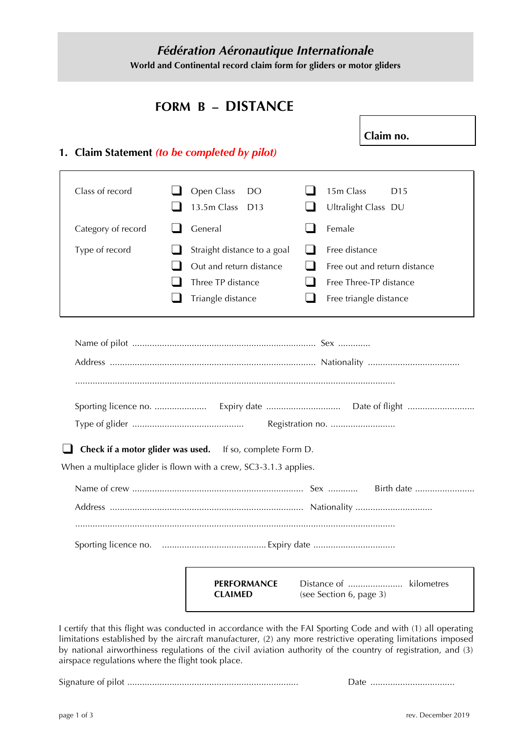# *Fédération Aéronautique Internationale*

**World and Continental record claim form for gliders or motor gliders**

## FORM B – DISTANCE

**Claim no.**

## 1. Claim Statement *(to be completed by pilot)*

| | | |
|---|---|---|
| Class of record | ❑ Open Class DO | ❑ 15m Class D15 |
| | ❑ 13.5m Class D13 | ❑ Ultralight Class DU |
| Category of record | ❑ General | ❑ Female |
| Type of record | ❑ Straight distance to a goal | ❑ Free distance |
| | ❑ Out and return distance | ❑ Free out and return distance |
| | ❑ Three TP distance | ❑ Free Three-TP distance |
| | ❑ Triangle distance | ❑ Free triangle distance |

Name of pilot ........................................................................... Sex .............

Address .................................................................................... Nationality ......................................

.................................................................................................................................

Sporting licence no. ..................... Expiry date .............................. Date of flight ...........................

Type of glider ............................................. Registration no. ..........................

❑ **Check if a motor glider was used.** If so, complete Form D.

When a multiplace glider is flown with a crew, SC3-3.1.3 applies.

Name of crew ..................................................................... Sex ............ Birth date ........................

Address ............................................................................. Nationality ...............................

.................................................................................................................................

Sporting licence no. .......................................... Expiry date .................................

| | |
|---|---|
| **PERFORMANCE CLAIMED** | Distance of ...................... kilometres (see Section 6, page 3) |

I certify that this flight was conducted in accordance with the FAI Sporting Code and with (1) all operating limitations established by the aircraft manufacturer, (2) any more restrictive operating limitations imposed by national airworthiness regulations of the civil aviation authority of the country of registration, and (3) airspace regulations where the flight took place.

Signature of pilot ..................................................................... Date ..................................

rev. December 2019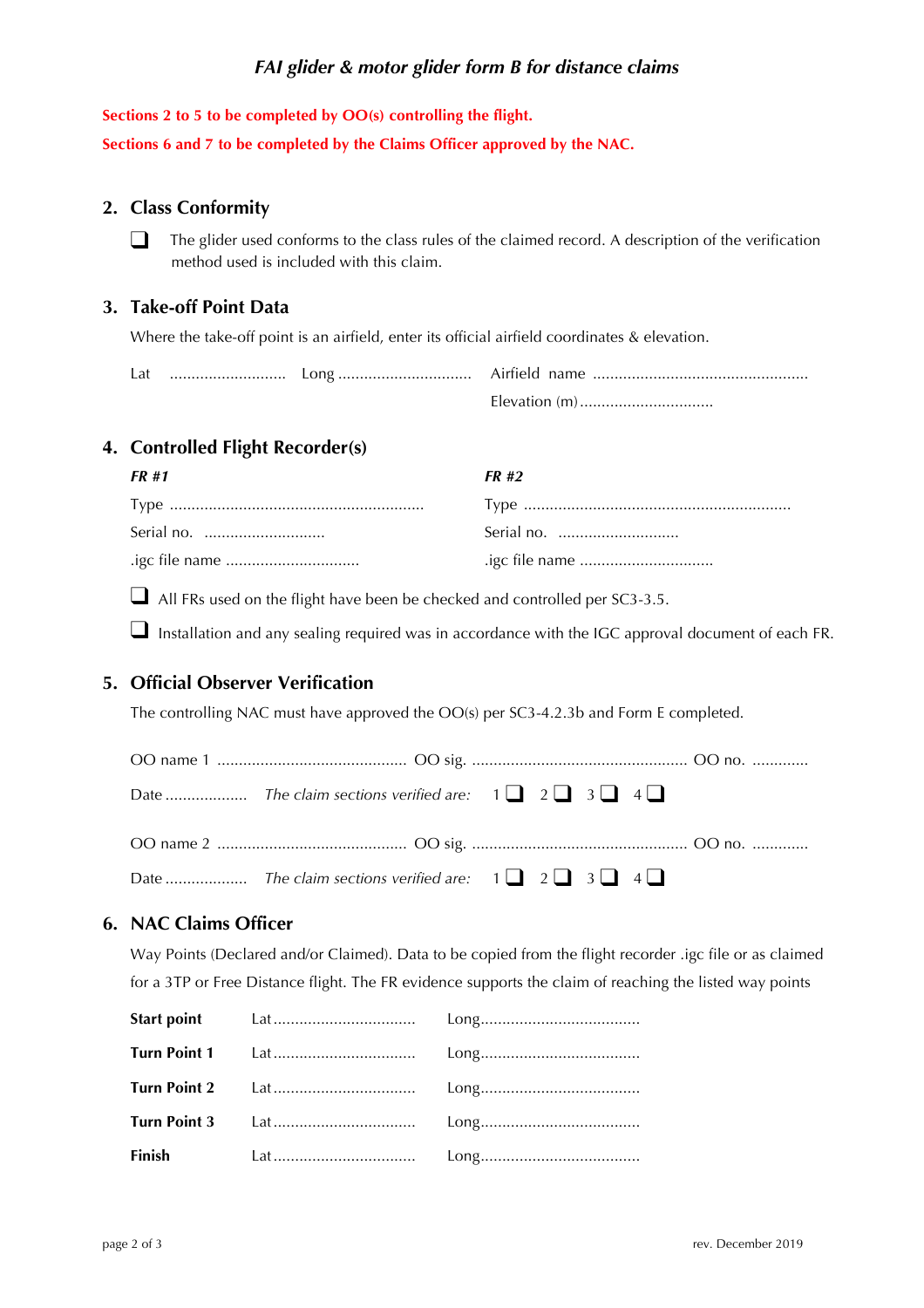# *FAI glider & motor glider form B for distance claims*

**Sections 2 to 5 to be completed by OO(s) controlling the flight.**

**Sections 6 and 7 to be completed by the Claims Officer approved by the NAC.**

## 2. Class Conformity

- [ ] The glider used conforms to the class rules of the claimed record. A description of the verification method used is included with this claim.

## 3. Take-off Point Data

Where the take-off point is an airfield, enter its official airfield coordinates & elevation.

Lat ........................... Long .............................. Airfield name .................................................

Elevation (m) ..............................

## 4. Controlled Flight Recorder(s)

| ***FR #1*** | ***FR #2*** |
|---|---|
| Type .......................................................... | Type ............................................................. |
| Serial no. ............................ | Serial no. ............................ |
| .igc file name .............................. | .igc file name .............................. |

- [ ] All FRs used on the flight have been be checked and controlled per SC3-3.5.
- [ ] Installation and any sealing required was in accordance with the IGC approval document of each FR.

## 5. Official Observer Verification

The controlling NAC must have approved the OO(s) per SC3-4.2.3b and Form E completed.

OO name 1 ........................................... OO sig. ................................................. OO no. ............

Date .................. *The claim sections verified are:* 1 ☐ 2 ☐ 3 ☐ 4 ☐

OO name 2 ........................................... OO sig. ................................................. OO no. ............

Date .................. *The claim sections verified are:* 1 ☐ 2 ☐ 3 ☐ 4 ☐

## 6. NAC Claims Officer

Way Points (Declared and/or Claimed). Data to be copied from the flight recorder .igc file or as claimed for a 3TP or Free Distance flight. The FR evidence supports the claim of reaching the listed way points

| | | |
|---|---|---|
| **Start point** | Lat ................................ | Long.................................... |
| **Turn Point 1** | Lat ................................ | Long.................................... |
| **Turn Point 2** | Lat ................................ | Long.................................... |
| **Turn Point 3** | Lat ................................ | Long.................................... |
| **Finish** | Lat ................................ | Long.................................... |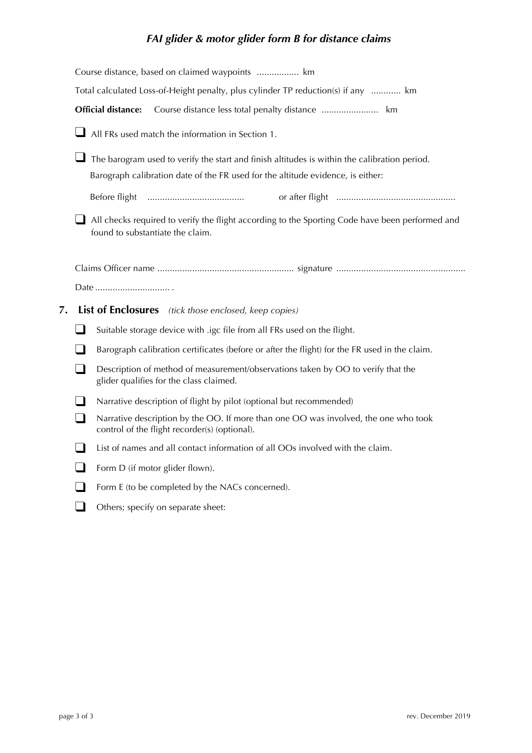# FAI glider & motor glider form B for distance claims

Course distance, based on claimed waypoints ................. km

Total calculated Loss-of-Height penalty, plus cylinder TP reduction(s) if any ............ km

**Official distance:** Course distance less total penalty distance ....................... km

- [ ] All FRs used match the information in Section 1.

- [ ] The barogram used to verify the start and finish altitudes is within the calibration period.

  Barograph calibration date of the FR used for the altitude evidence, is either:

  Before flight ....................................... or after flight ................................................

- [ ] All checks required to verify the flight according to the Sporting Code have been performed and found to substantiate the claim.

Claims Officer name ...................................................... signature ...................................................

Date .............................. .

## 7. List of Enclosures *(tick those enclosed, keep copies)*

- [ ] Suitable storage device with .igc file from all FRs used on the flight.
- [ ] Barograph calibration certificates (before or after the flight) for the FR used in the claim.
- [ ] Description of method of measurement/observations taken by OO to verify that the glider qualifies for the class claimed.
- [ ] Narrative description of flight by pilot (optional but recommended)
- [ ] Narrative description by the OO. If more than one OO was involved, the one who took control of the flight recorder(s) (optional).
- [ ] List of names and all contact information of all OOs involved with the claim.
- [ ] Form D (if motor glider flown).
- [ ] Form E (to be completed by the NACs concerned).
- [ ] Others; specify on separate sheet: